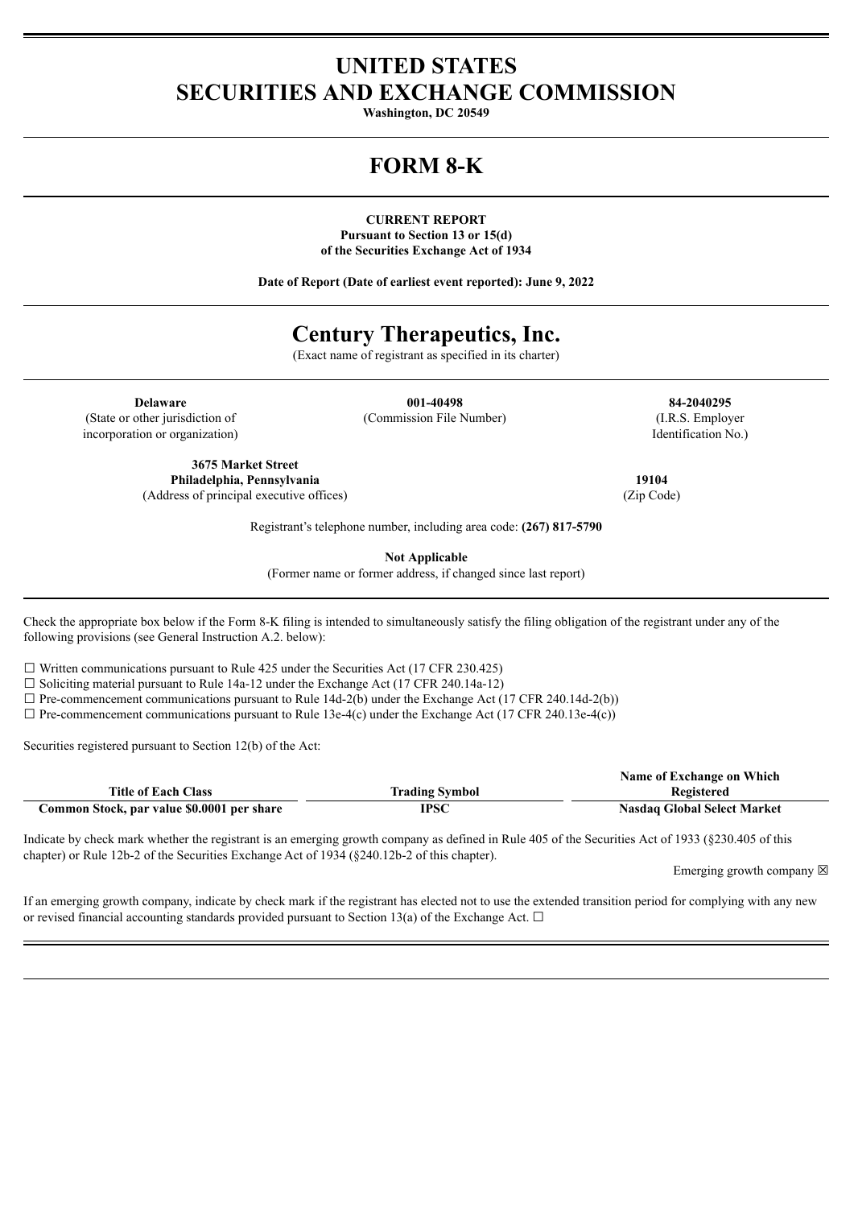# UNITED STATES
# SECURITIES AND EXCHANGE COMMISSION

**Washington, DC 20549**

# FORM 8-K

**CURRENT REPORT**
**Pursuant to Section 13 or 15(d)**
**of the Securities Exchange Act of 1934**

**Date of Report (Date of earliest event reported): June 9, 2022**

# Century Therapeutics, Inc.

(Exact name of registrant as specified in its charter)

| **Delaware** | **001-40498** | **84-2040295** |
|---|---|---|
| (State or other jurisdiction of incorporation or organization) | (Commission File Number) | (I.R.S. Employer Identification No.) |

| **3675 Market Street Philadelphia, Pennsylvania** | **19104** |
|---|---|
| (Address of principal executive offices) | (Zip Code) |

Registrant's telephone number, including area code: **(267) 817-5790**

**Not Applicable**

(Former name or former address, if changed since last report)

Check the appropriate box below if the Form 8-K filing is intended to simultaneously satisfy the filing obligation of the registrant under any of the following provisions (see General Instruction A.2. below):

☐ Written communications pursuant to Rule 425 under the Securities Act (17 CFR 230.425)

☐ Soliciting material pursuant to Rule 14a-12 under the Exchange Act (17 CFR 240.14a-12)

☐ Pre-commencement communications pursuant to Rule 14d-2(b) under the Exchange Act (17 CFR 240.14d-2(b))

☐ Pre-commencement communications pursuant to Rule 13e-4(c) under the Exchange Act (17 CFR 240.13e-4(c))

Securities registered pursuant to Section 12(b) of the Act:

| Title of Each Class | Trading Symbol | Name of Exchange on Which Registered |
|---|---|---|
| **Common Stock, par value $0.0001 per share** | **IPSC** | **Nasdaq Global Select Market** |

Indicate by check mark whether the registrant is an emerging growth company as defined in Rule 405 of the Securities Act of 1933 (§230.405 of this chapter) or Rule 12b-2 of the Securities Exchange Act of 1934 (§240.12b-2 of this chapter).

Emerging growth company ☒

If an emerging growth company, indicate by check mark if the registrant has elected not to use the extended transition period for complying with any new or revised financial accounting standards provided pursuant to Section 13(a) of the Exchange Act. ☐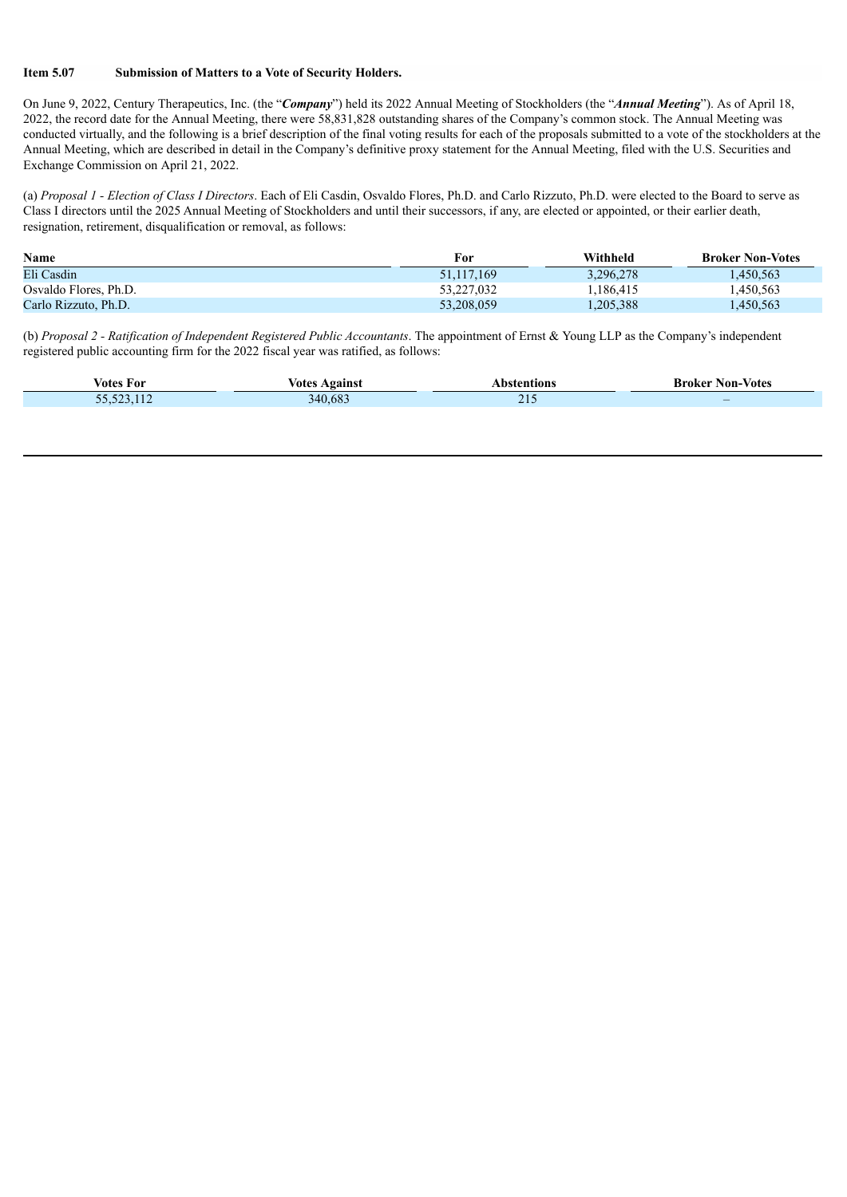**Item 5.07 Submission of Matters to a Vote of Security Holders.**

On June 9, 2022, Century Therapeutics, Inc. (the "***Company***") held its 2022 Annual Meeting of Stockholders (the "***Annual Meeting***"). As of April 18, 2022, the record date for the Annual Meeting, there were 58,831,828 outstanding shares of the Company's common stock. The Annual Meeting was conducted virtually, and the following is a brief description of the final voting results for each of the proposals submitted to a vote of the stockholders at the Annual Meeting, which are described in detail in the Company's definitive proxy statement for the Annual Meeting, filed with the U.S. Securities and Exchange Commission on April 21, 2022.

(a) *Proposal 1 - Election of Class I Directors*. Each of Eli Casdin, Osvaldo Flores, Ph.D. and Carlo Rizzuto, Ph.D. were elected to the Board to serve as Class I directors until the 2025 Annual Meeting of Stockholders and until their successors, if any, are elected or appointed, or their earlier death, resignation, retirement, disqualification or removal, as follows:

| Name | For | Withheld | Broker Non-Votes |
|---|---|---|---|
| Eli Casdin | 51,117,169 | 3,296,278 | 1,450,563 |
| Osvaldo Flores, Ph.D. | 53,227,032 | 1,186,415 | 1,450,563 |
| Carlo Rizzuto, Ph.D. | 53,208,059 | 1,205,388 | 1,450,563 |

(b) *Proposal 2 - Ratification of Independent Registered Public Accountants*. The appointment of Ernst & Young LLP as the Company's independent registered public accounting firm for the 2022 fiscal year was ratified, as follows:

| Votes For | Votes Against | Abstentions | Broker Non-Votes |
|---|---|---|---|
| 55,523,112 | 340,683 | 215 | – |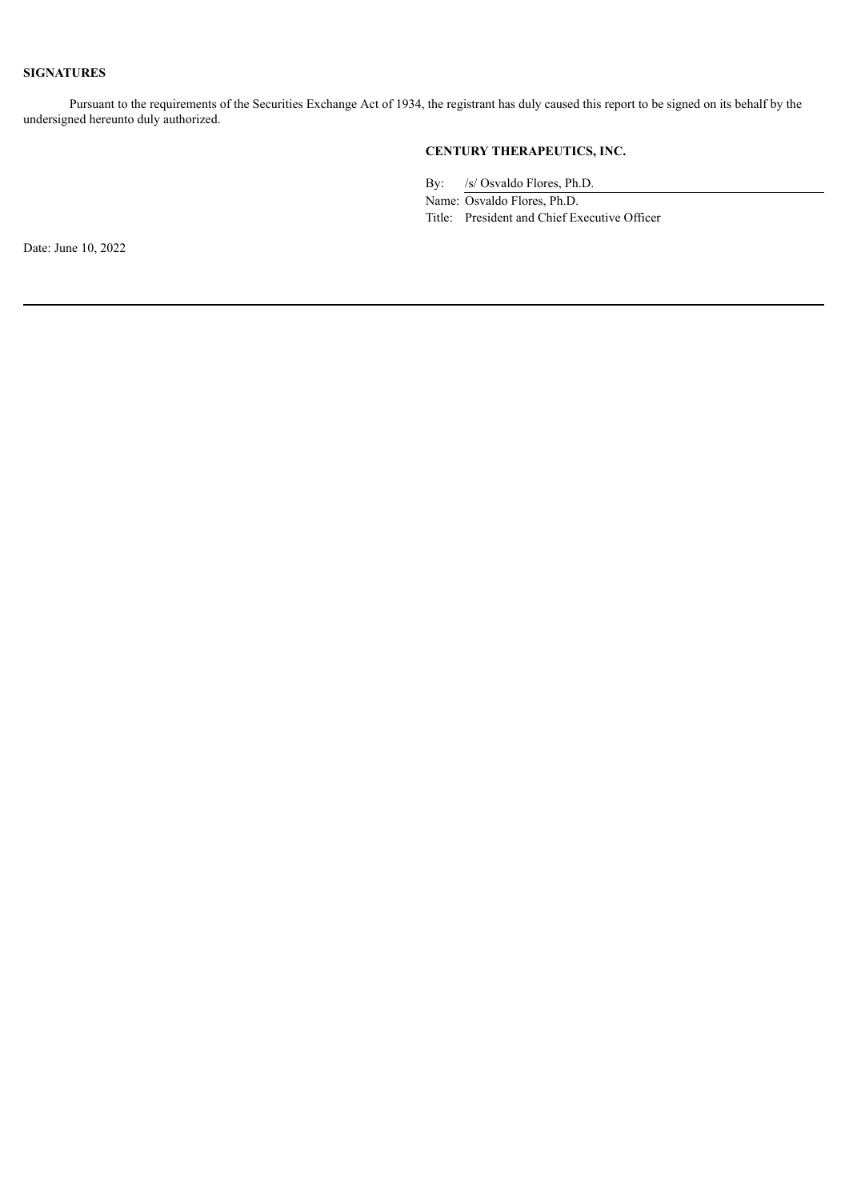**SIGNATURES**

Pursuant to the requirements of the Securities Exchange Act of 1934, the registrant has duly caused this report to be signed on its behalf by the undersigned hereunto duly authorized.

**CENTURY THERAPEUTICS, INC.**

By: /s/ Osvaldo Flores, Ph.D.
Name: Osvaldo Flores, Ph.D.
Title: President and Chief Executive Officer

Date: June 10, 2022